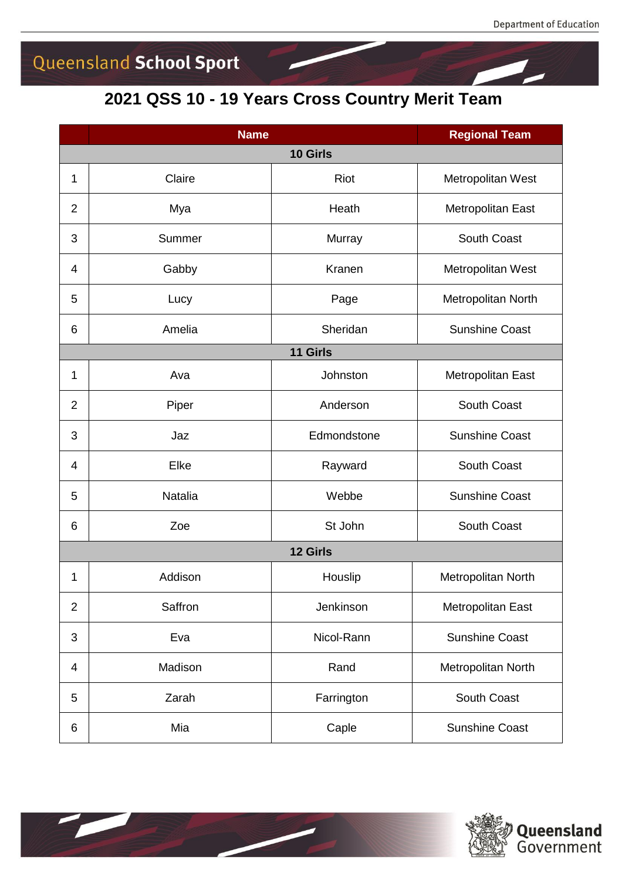Department of Education

Queensland School Sport

# 2021 QSS 10 - 19 Years Cross Country Merit Team

| | Name | | Regional Team |
|---|---|---|---|
| **10 Girls** | | | |
| 1 | Claire | Riot | Metropolitan West |
| 2 | Mya | Heath | Metropolitan East |
| 3 | Summer | Murray | South Coast |
| 4 | Gabby | Kranen | Metropolitan West |
| 5 | Lucy | Page | Metropolitan North |
| 6 | Amelia | Sheridan | Sunshine Coast |
| **11 Girls** | | | |
| 1 | Ava | Johnston | Metropolitan East |
| 2 | Piper | Anderson | South Coast |
| 3 | Jaz | Edmondstone | Sunshine Coast |
| 4 | Elke | Rayward | South Coast |
| 5 | Natalia | Webbe | Sunshine Coast |
| 6 | Zoe | St John | South Coast |
| **12 Girls** | | | |
| 1 | Addison | Houslip | Metropolitan North |
| 2 | Saffron | Jenkinson | Metropolitan East |
| 3 | Eva | Nicol-Rann | Sunshine Coast |
| 4 | Madison | Rand | Metropolitan North |
| 5 | Zarah | Farrington | South Coast |
| 6 | Mia | Caple | Sunshine Coast |

Queensland Government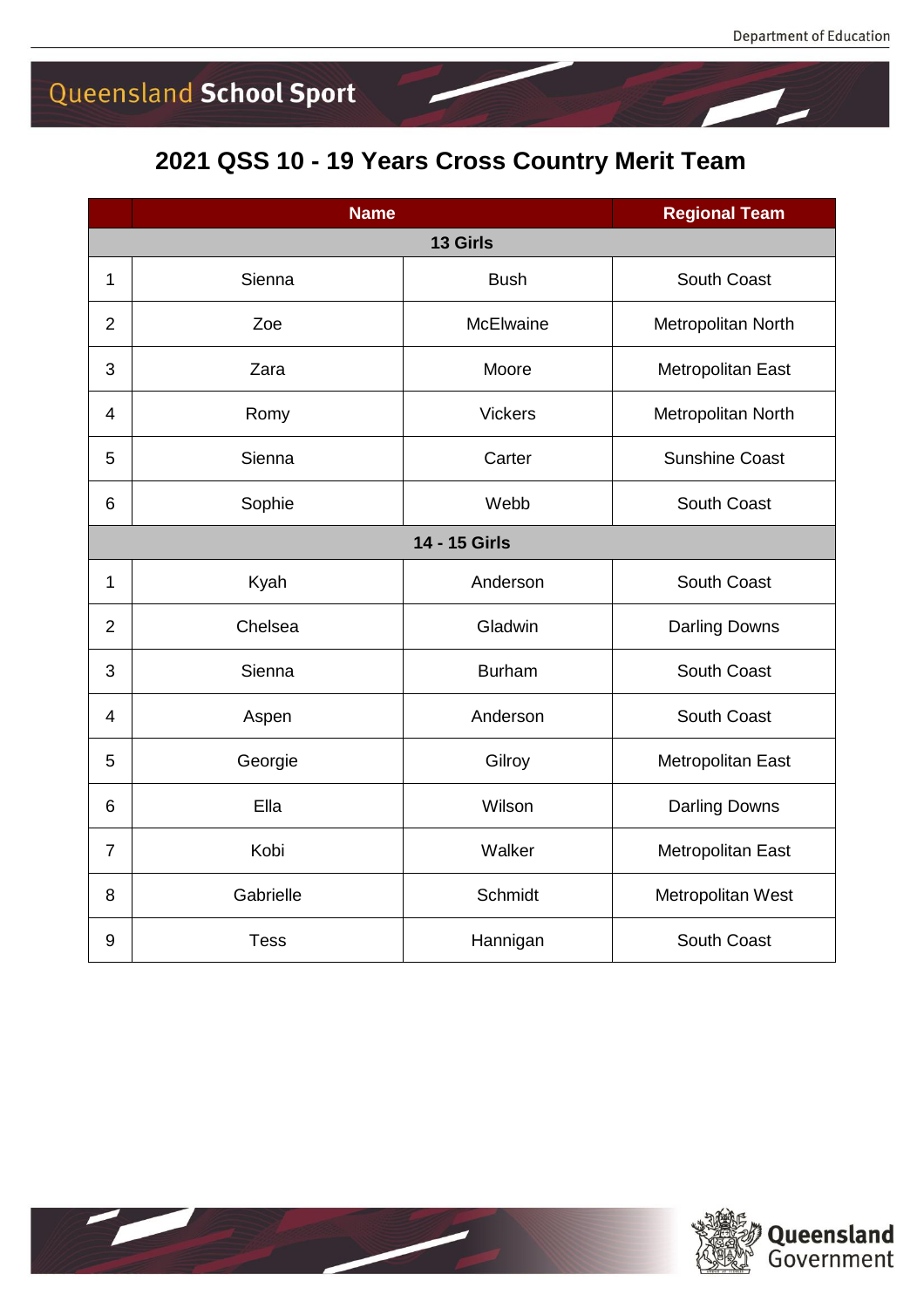# 2021 QSS 10 - 19 Years Cross Country Merit Team

| | Name | | Regional Team |
|---|---|---|---|
| **13 Girls** | | | |
| 1 | Sienna | Bush | South Coast |
| 2 | Zoe | McElwaine | Metropolitan North |
| 3 | Zara | Moore | Metropolitan East |
| 4 | Romy | Vickers | Metropolitan North |
| 5 | Sienna | Carter | Sunshine Coast |
| 6 | Sophie | Webb | South Coast |
| **14 - 15 Girls** | | | |
| 1 | Kyah | Anderson | South Coast |
| 2 | Chelsea | Gladwin | Darling Downs |
| 3 | Sienna | Burham | South Coast |
| 4 | Aspen | Anderson | South Coast |
| 5 | Georgie | Gilroy | Metropolitan East |
| 6 | Ella | Wilson | Darling Downs |
| 7 | Kobi | Walker | Metropolitan East |
| 8 | Gabrielle | Schmidt | Metropolitan West |
| 9 | Tess | Hannigan | South Coast |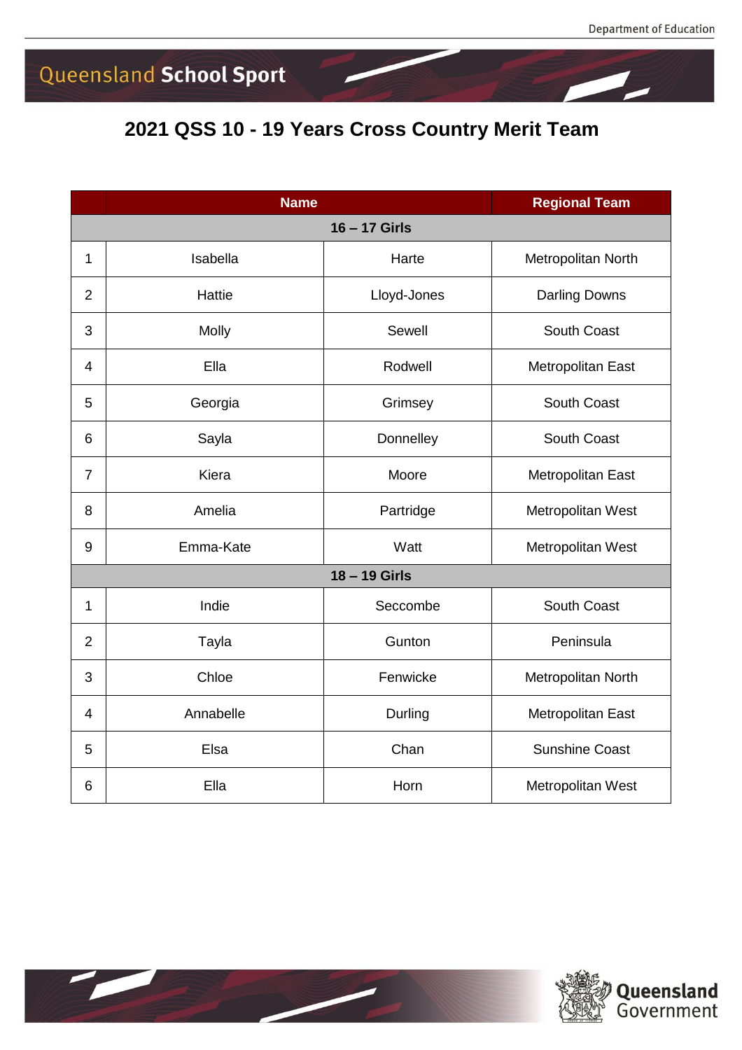# 2021 QSS 10 - 19 Years Cross Country Merit Team

| | Name | | Regional Team |
|---|---|---|---|
| **16 – 17 Girls** | | | |
| 1 | Isabella | Harte | Metropolitan North |
| 2 | Hattie | Lloyd-Jones | Darling Downs |
| 3 | Molly | Sewell | South Coast |
| 4 | Ella | Rodwell | Metropolitan East |
| 5 | Georgia | Grimsey | South Coast |
| 6 | Sayla | Donnelley | South Coast |
| 7 | Kiera | Moore | Metropolitan East |
| 8 | Amelia | Partridge | Metropolitan West |
| 9 | Emma-Kate | Watt | Metropolitan West |
| **18 – 19 Girls** | | | |
| 1 | Indie | Seccombe | South Coast |
| 2 | Tayla | Gunton | Peninsula |
| 3 | Chloe | Fenwicke | Metropolitan North |
| 4 | Annabelle | Durling | Metropolitan East |
| 5 | Elsa | Chan | Sunshine Coast |
| 6 | Ella | Horn | Metropolitan West |